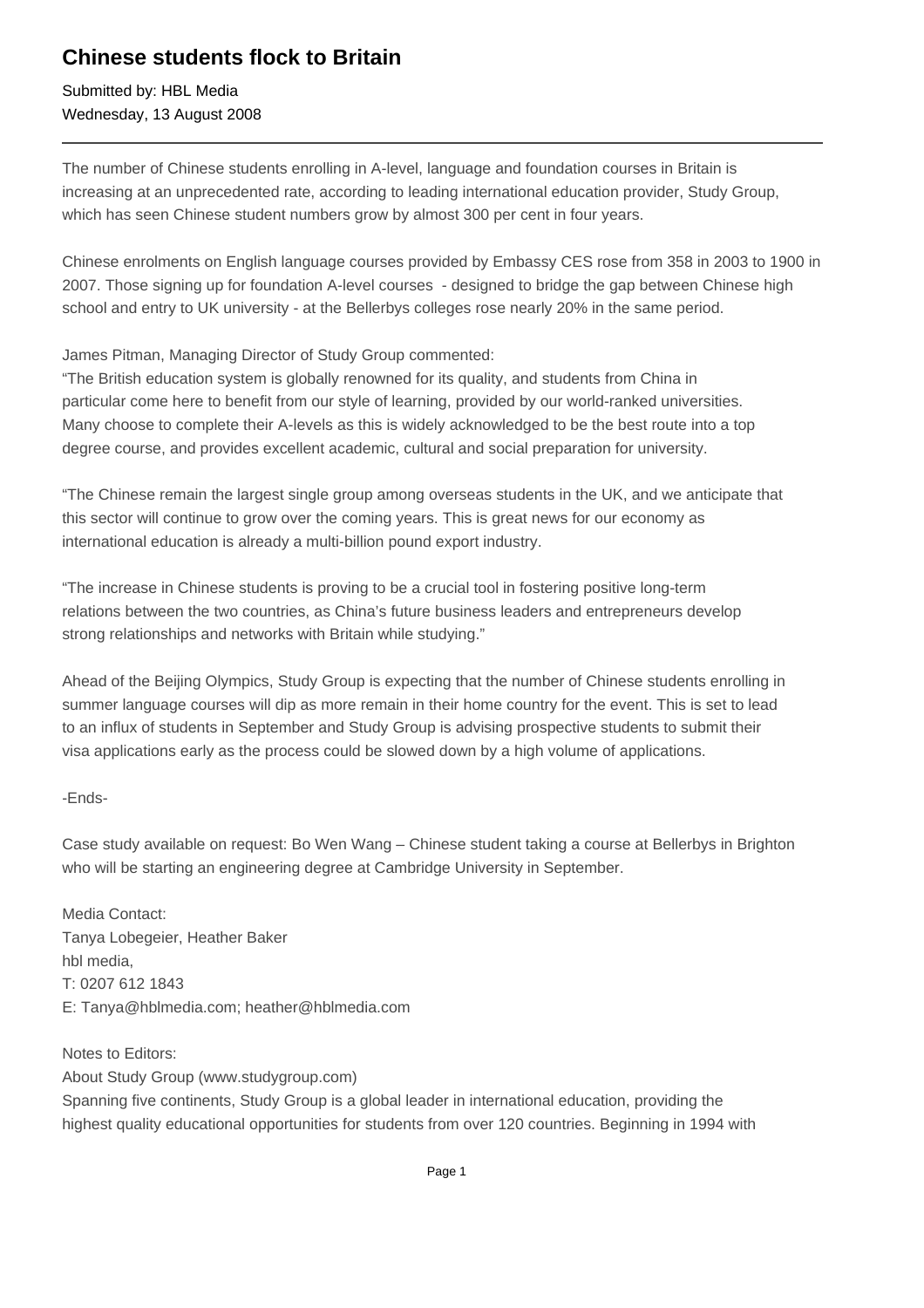# Chinese students flock to Britain

Submitted by: HBL Media
Wednesday, 13 August 2008

---

The number of Chinese students enrolling in A-level, language and foundation courses in Britain is increasing at an unprecedented rate, according to leading international education provider, Study Group, which has seen Chinese student numbers grow by almost 300 per cent in four years.

Chinese enrolments on English language courses provided by Embassy CES rose from 358 in 2003 to 1900 in 2007. Those signing up for foundation A-level courses - designed to bridge the gap between Chinese high school and entry to UK university - at the Bellerbys colleges rose nearly 20% in the same period.

James Pitman, Managing Director of Study Group commented:
"The British education system is globally renowned for its quality, and students from China in particular come here to benefit from our style of learning, provided by our world-ranked universities. Many choose to complete their A-levels as this is widely acknowledged to be the best route into a top degree course, and provides excellent academic, cultural and social preparation for university.

"The Chinese remain the largest single group among overseas students in the UK, and we anticipate that this sector will continue to grow over the coming years. This is great news for our economy as international education is already a multi-billion pound export industry.

"The increase in Chinese students is proving to be a crucial tool in fostering positive long-term relations between the two countries, as China's future business leaders and entrepreneurs develop strong relationships and networks with Britain while studying."

Ahead of the Beijing Olympics, Study Group is expecting that the number of Chinese students enrolling in summer language courses will dip as more remain in their home country for the event. This is set to lead to an influx of students in September and Study Group is advising prospective students to submit their visa applications early as the process could be slowed down by a high volume of applications.

-Ends-

Case study available on request: Bo Wen Wang – Chinese student taking a course at Bellerbys in Brighton who will be starting an engineering degree at Cambridge University in September.

Media Contact:
Tanya Lobegeier, Heather Baker
hbl media,
T: 0207 612 1843
E: Tanya@hblmedia.com; heather@hblmedia.com

Notes to Editors:
About Study Group (www.studygroup.com)
Spanning five continents, Study Group is a global leader in international education, providing the highest quality educational opportunities for students from over 120 countries. Beginning in 1994 with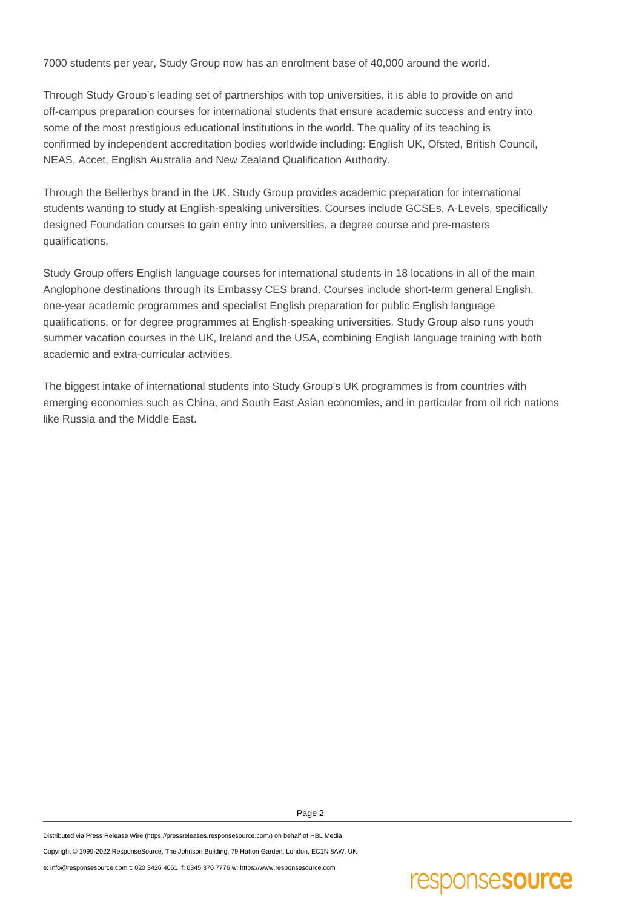7000 students per year, Study Group now has an enrolment base of 40,000 around the world.

Through Study Group's leading set of partnerships with top universities, it is able to provide on and off-campus preparation courses for international students that ensure academic success and entry into some of the most prestigious educational institutions in the world. The quality of its teaching is confirmed by independent accreditation bodies worldwide including: English UK, Ofsted, British Council, NEAS, Accet, English Australia and New Zealand Qualification Authority.

Through the Bellerbys brand in the UK, Study Group provides academic preparation for international students wanting to study at English-speaking universities. Courses include GCSEs, A-Levels, specifically designed Foundation courses to gain entry into universities, a degree course and pre-masters qualifications.

Study Group offers English language courses for international students in 18 locations in all of the main Anglophone destinations through its Embassy CES brand. Courses include short-term general English, one-year academic programmes and specialist English preparation for public English language qualifications, or for degree programmes at English-speaking universities. Study Group also runs youth summer vacation courses in the UK, Ireland and the USA, combining English language training with both academic and extra-curricular activities.

The biggest intake of international students into Study Group's UK programmes is from countries with emerging economies such as China, and South East Asian economies, and in particular from oil rich nations like Russia and the Middle East.